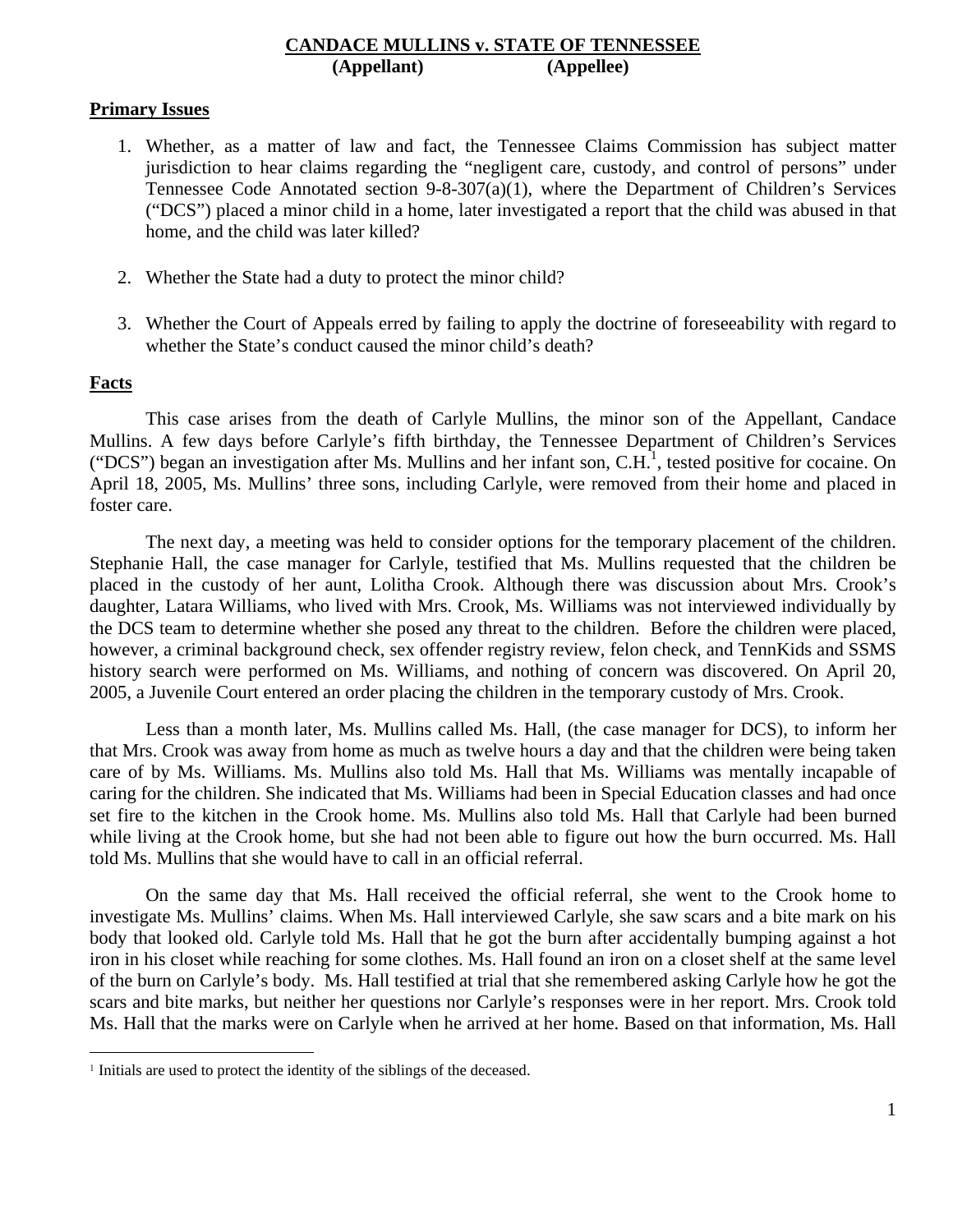**CANDACE MULLINS v. STATE OF TENNESSEE**
**(Appellant) (Appellee)**

## Primary Issues

1. Whether, as a matter of law and fact, the Tennessee Claims Commission has subject matter jurisdiction to hear claims regarding the "negligent care, custody, and control of persons" under Tennessee Code Annotated section 9-8-307(a)(1), where the Department of Children's Services ("DCS") placed a minor child in a home, later investigated a report that the child was abused in that home, and the child was later killed?

2. Whether the State had a duty to protect the minor child?

3. Whether the Court of Appeals erred by failing to apply the doctrine of foreseeability with regard to whether the State's conduct caused the minor child's death?

## Facts

This case arises from the death of Carlyle Mullins, the minor son of the Appellant, Candace Mullins. A few days before Carlyle's fifth birthday, the Tennessee Department of Children's Services ("DCS") began an investigation after Ms. Mullins and her infant son, C.H.[1], tested positive for cocaine. On April 18, 2005, Ms. Mullins' three sons, including Carlyle, were removed from their home and placed in foster care.

The next day, a meeting was held to consider options for the temporary placement of the children. Stephanie Hall, the case manager for Carlyle, testified that Ms. Mullins requested that the children be placed in the custody of her aunt, Lolitha Crook. Although there was discussion about Mrs. Crook's daughter, Latara Williams, who lived with Mrs. Crook, Ms. Williams was not interviewed individually by the DCS team to determine whether she posed any threat to the children. Before the children were placed, however, a criminal background check, sex offender registry review, felon check, and TennKids and SSMS history search were performed on Ms. Williams, and nothing of concern was discovered. On April 20, 2005, a Juvenile Court entered an order placing the children in the temporary custody of Mrs. Crook.

Less than a month later, Ms. Mullins called Ms. Hall, (the case manager for DCS), to inform her that Mrs. Crook was away from home as much as twelve hours a day and that the children were being taken care of by Ms. Williams. Ms. Mullins also told Ms. Hall that Ms. Williams was mentally incapable of caring for the children. She indicated that Ms. Williams had been in Special Education classes and had once set fire to the kitchen in the Crook home. Ms. Mullins also told Ms. Hall that Carlyle had been burned while living at the Crook home, but she had not been able to figure out how the burn occurred. Ms. Hall told Ms. Mullins that she would have to call in an official referral.

On the same day that Ms. Hall received the official referral, she went to the Crook home to investigate Ms. Mullins' claims. When Ms. Hall interviewed Carlyle, she saw scars and a bite mark on his body that looked old. Carlyle told Ms. Hall that he got the burn after accidentally bumping against a hot iron in his closet while reaching for some clothes. Ms. Hall found an iron on a closet shelf at the same level of the burn on Carlyle's body. Ms. Hall testified at trial that she remembered asking Carlyle how he got the scars and bite marks, but neither her questions nor Carlyle's responses were in her report. Mrs. Crook told Ms. Hall that the marks were on Carlyle when he arrived at her home. Based on that information, Ms. Hall

---

[1] Initials are used to protect the identity of the siblings of the deceased.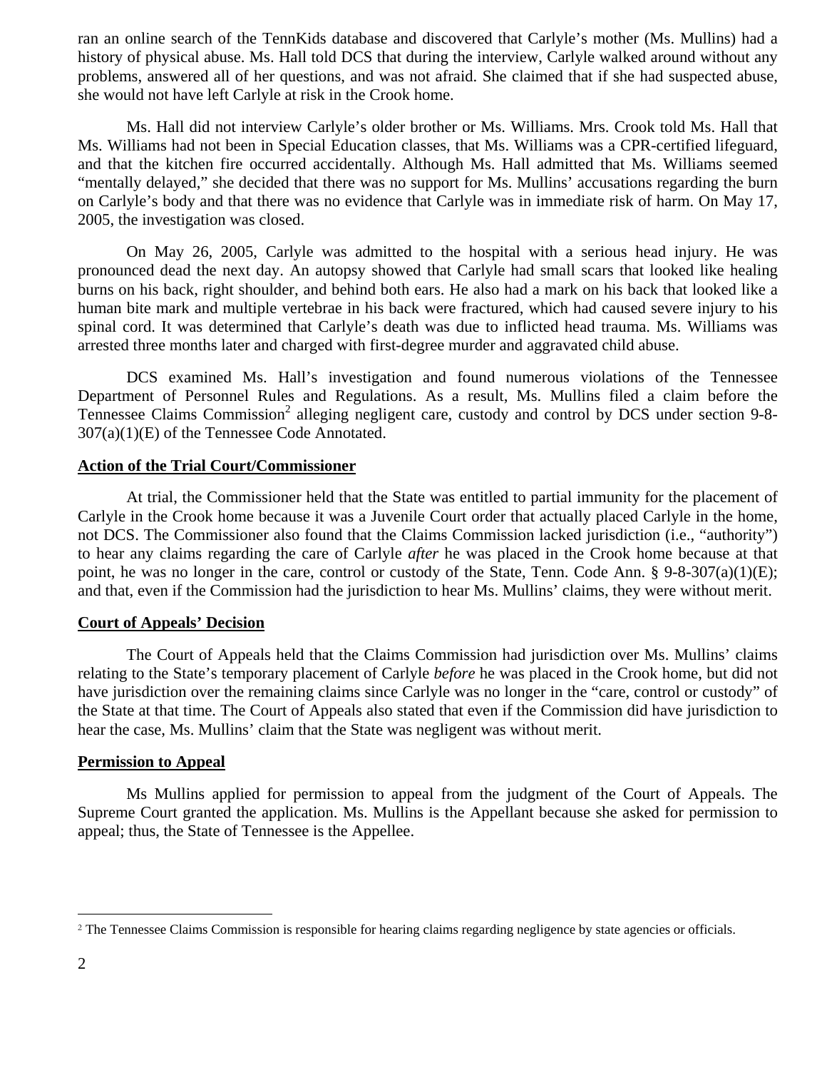ran an online search of the TennKids database and discovered that Carlyle's mother (Ms. Mullins) had a history of physical abuse. Ms. Hall told DCS that during the interview, Carlyle walked around without any problems, answered all of her questions, and was not afraid. She claimed that if she had suspected abuse, she would not have left Carlyle at risk in the Crook home.

Ms. Hall did not interview Carlyle's older brother or Ms. Williams. Mrs. Crook told Ms. Hall that Ms. Williams had not been in Special Education classes, that Ms. Williams was a CPR-certified lifeguard, and that the kitchen fire occurred accidentally. Although Ms. Hall admitted that Ms. Williams seemed "mentally delayed," she decided that there was no support for Ms. Mullins' accusations regarding the burn on Carlyle's body and that there was no evidence that Carlyle was in immediate risk of harm. On May 17, 2005, the investigation was closed.

On May 26, 2005, Carlyle was admitted to the hospital with a serious head injury. He was pronounced dead the next day. An autopsy showed that Carlyle had small scars that looked like healing burns on his back, right shoulder, and behind both ears. He also had a mark on his back that looked like a human bite mark and multiple vertebrae in his back were fractured, which had caused severe injury to his spinal cord. It was determined that Carlyle's death was due to inflicted head trauma. Ms. Williams was arrested three months later and charged with first-degree murder and aggravated child abuse.

DCS examined Ms. Hall's investigation and found numerous violations of the Tennessee Department of Personnel Rules and Regulations. As a result, Ms. Mullins filed a claim before the Tennessee Claims Commission[2] alleging negligent care, custody and control by DCS under section 9-8-307(a)(1)(E) of the Tennessee Code Annotated.

**Action of the Trial Court/Commissioner**

At trial, the Commissioner held that the State was entitled to partial immunity for the placement of Carlyle in the Crook home because it was a Juvenile Court order that actually placed Carlyle in the home, not DCS. The Commissioner also found that the Claims Commission lacked jurisdiction (i.e., "authority") to hear any claims regarding the care of Carlyle *after* he was placed in the Crook home because at that point, he was no longer in the care, control or custody of the State, Tenn. Code Ann. § 9-8-307(a)(1)(E); and that, even if the Commission had the jurisdiction to hear Ms. Mullins' claims, they were without merit.

**Court of Appeals' Decision**

The Court of Appeals held that the Claims Commission had jurisdiction over Ms. Mullins' claims relating to the State's temporary placement of Carlyle *before* he was placed in the Crook home, but did not have jurisdiction over the remaining claims since Carlyle was no longer in the "care, control or custody" of the State at that time. The Court of Appeals also stated that even if the Commission did have jurisdiction to hear the case, Ms. Mullins' claim that the State was negligent was without merit.

**Permission to Appeal**

Ms Mullins applied for permission to appeal from the judgment of the Court of Appeals. The Supreme Court granted the application. Ms. Mullins is the Appellant because she asked for permission to appeal; thus, the State of Tennessee is the Appellee.

[2] The Tennessee Claims Commission is responsible for hearing claims regarding negligence by state agencies or officials.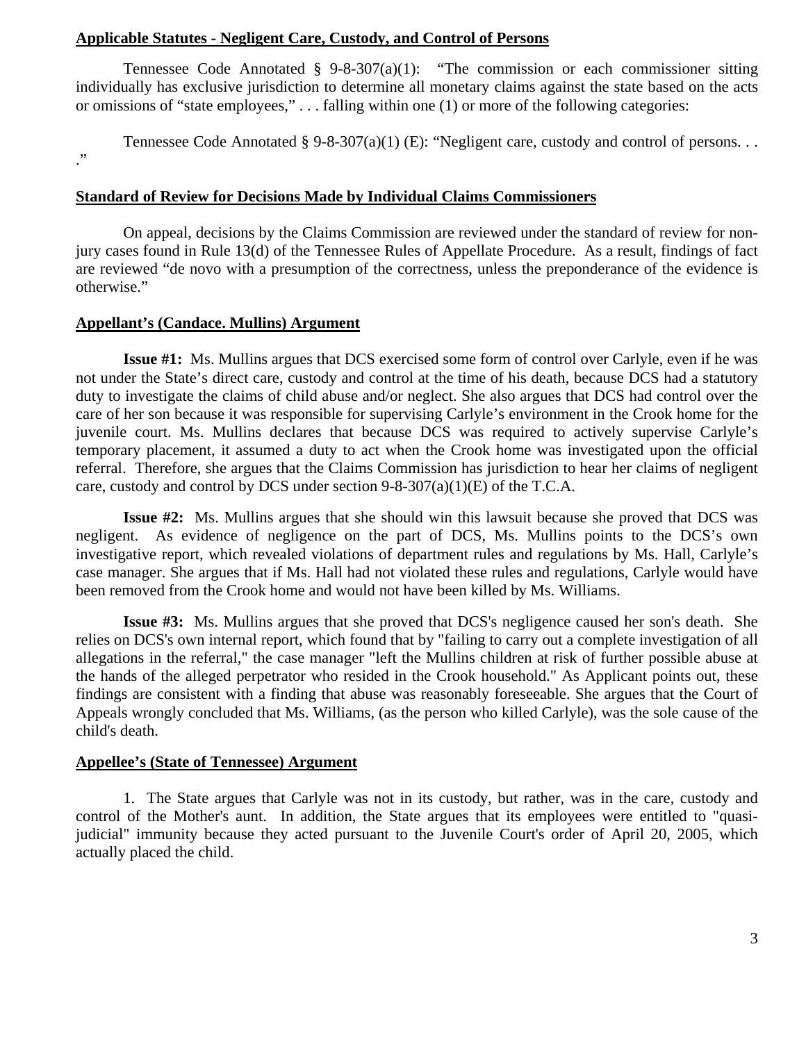**Applicable Statutes - Negligent Care, Custody, and Control of Persons**

Tennessee Code Annotated § 9-8-307(a)(1): "The commission or each commissioner sitting individually has exclusive jurisdiction to determine all monetary claims against the state based on the acts or omissions of "state employees," . . . falling within one (1) or more of the following categories:

Tennessee Code Annotated § 9-8-307(a)(1) (E): "Negligent care, custody and control of persons. . . ."

**Standard of Review for Decisions Made by Individual Claims Commissioners**

On appeal, decisions by the Claims Commission are reviewed under the standard of review for non-jury cases found in Rule 13(d) of the Tennessee Rules of Appellate Procedure. As a result, findings of fact are reviewed "de novo with a presumption of the correctness, unless the preponderance of the evidence is otherwise."

**Appellant's (Candace. Mullins) Argument**

**Issue #1:** Ms. Mullins argues that DCS exercised some form of control over Carlyle, even if he was not under the State's direct care, custody and control at the time of his death, because DCS had a statutory duty to investigate the claims of child abuse and/or neglect. She also argues that DCS had control over the care of her son because it was responsible for supervising Carlyle's environment in the Crook home for the juvenile court. Ms. Mullins declares that because DCS was required to actively supervise Carlyle's temporary placement, it assumed a duty to act when the Crook home was investigated upon the official referral. Therefore, she argues that the Claims Commission has jurisdiction to hear her claims of negligent care, custody and control by DCS under section 9-8-307(a)(1)(E) of the T.C.A.

**Issue #2:** Ms. Mullins argues that she should win this lawsuit because she proved that DCS was negligent. As evidence of negligence on the part of DCS, Ms. Mullins points to the DCS's own investigative report, which revealed violations of department rules and regulations by Ms. Hall, Carlyle's case manager. She argues that if Ms. Hall had not violated these rules and regulations, Carlyle would have been removed from the Crook home and would not have been killed by Ms. Williams.

**Issue #3:** Ms. Mullins argues that she proved that DCS's negligence caused her son's death. She relies on DCS's own internal report, which found that by "failing to carry out a complete investigation of all allegations in the referral," the case manager "left the Mullins children at risk of further possible abuse at the hands of the alleged perpetrator who resided in the Crook household." As Applicant points out, these findings are consistent with a finding that abuse was reasonably foreseeable. She argues that the Court of Appeals wrongly concluded that Ms. Williams, (as the person who killed Carlyle), was the sole cause of the child's death.

**Appellee's (State of Tennessee) Argument**

1. The State argues that Carlyle was not in its custody, but rather, was in the care, custody and control of the Mother's aunt. In addition, the State argues that its employees were entitled to "quasi-judicial" immunity because they acted pursuant to the Juvenile Court's order of April 20, 2005, which actually placed the child.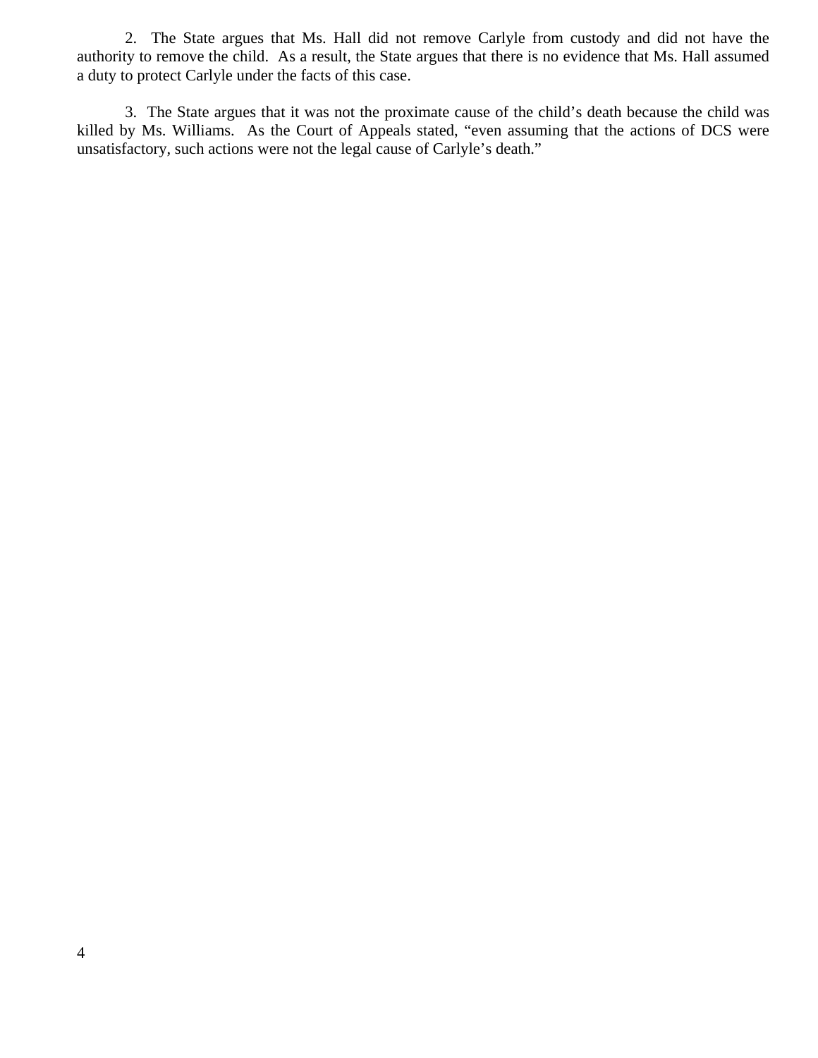2. The State argues that Ms. Hall did not remove Carlyle from custody and did not have the authority to remove the child. As a result, the State argues that there is no evidence that Ms. Hall assumed a duty to protect Carlyle under the facts of this case.

3. The State argues that it was not the proximate cause of the child's death because the child was killed by Ms. Williams. As the Court of Appeals stated, "even assuming that the actions of DCS were unsatisfactory, such actions were not the legal cause of Carlyle's death."